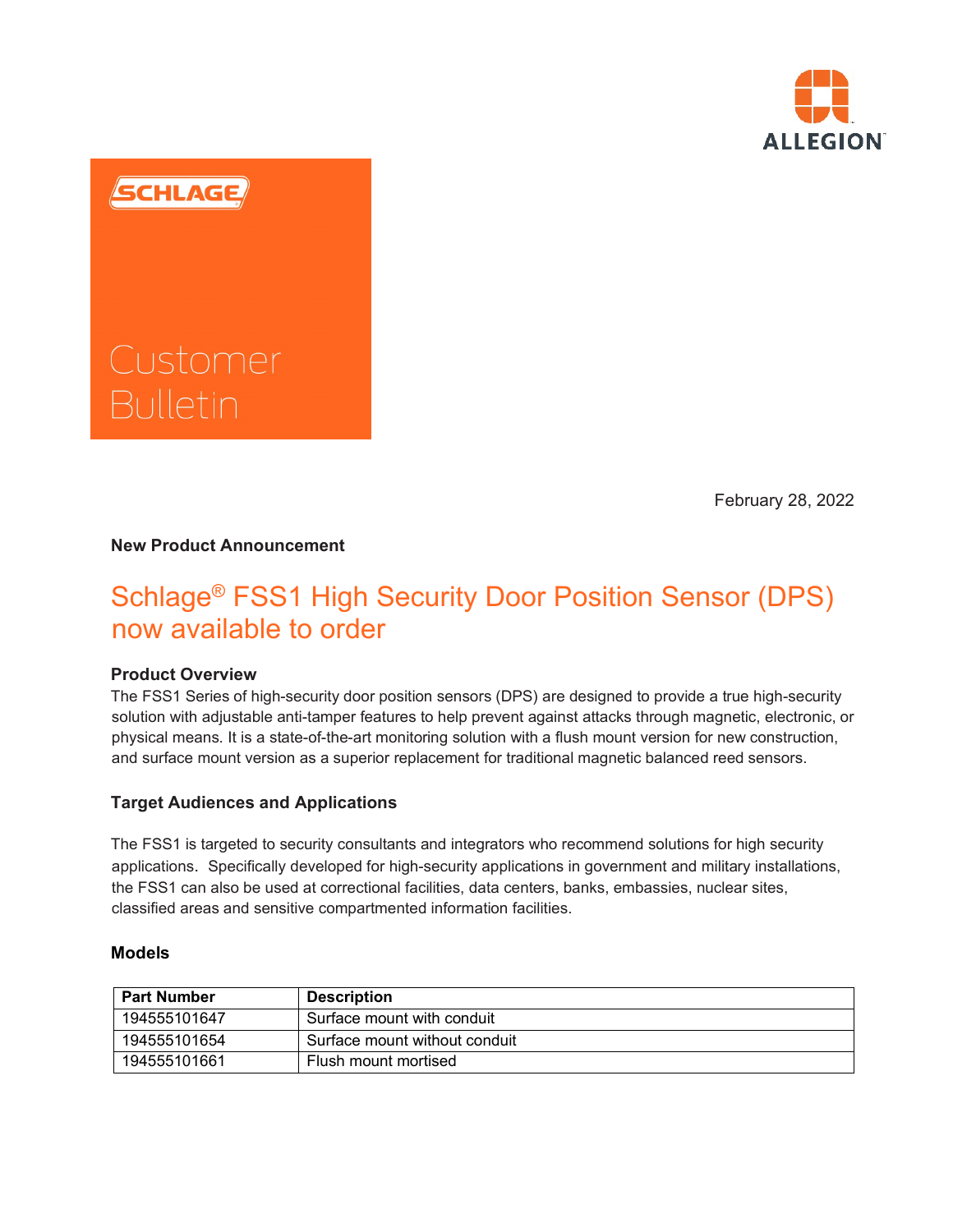ALLEGION

SCHLAGE

Customer Bulletin

February 28, 2022

**New Product Announcement**

# Schlage® FSS1 High Security Door Position Sensor (DPS) now available to order

### Product Overview

The FSS1 Series of high-security door position sensors (DPS) are designed to provide a true high-security solution with adjustable anti-tamper features to help prevent against attacks through magnetic, electronic, or physical means. It is a state-of-the-art monitoring solution with a flush mount version for new construction, and surface mount version as a superior replacement for traditional magnetic balanced reed sensors.

### Target Audiences and Applications

The FSS1 is targeted to security consultants and integrators who recommend solutions for high security applications. Specifically developed for high-security applications in government and military installations, the FSS1 can also be used at correctional facilities, data centers, banks, embassies, nuclear sites, classified areas and sensitive compartmented information facilities.

### Models

| Part Number | Description |
| --- | --- |
| 194555101647 | Surface mount with conduit |
| 194555101654 | Surface mount without conduit |
| 194555101661 | Flush mount mortised |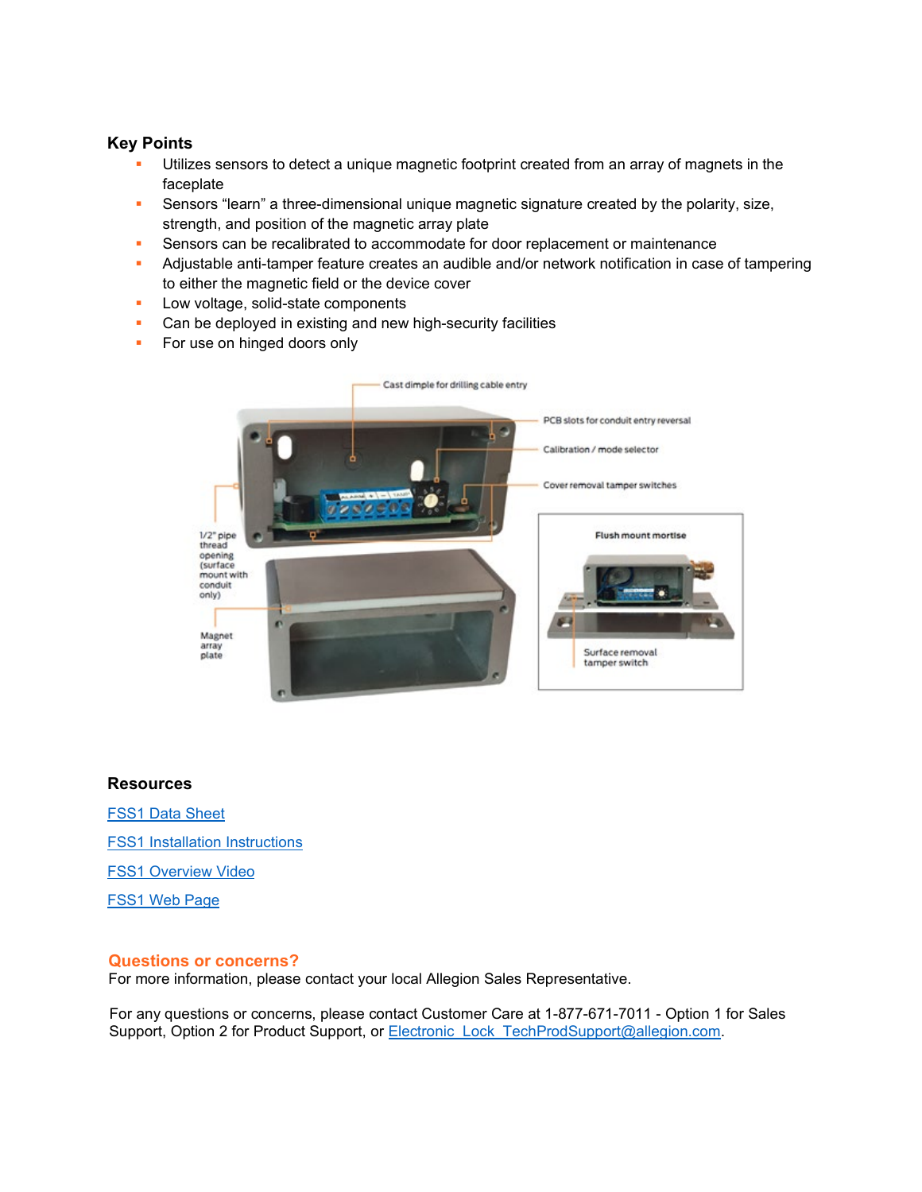### Key Points

- Utilizes sensors to detect a unique magnetic footprint created from an array of magnets in the faceplate
- Sensors "learn" a three-dimensional unique magnetic signature created by the polarity, size, strength, and position of the magnetic array plate
- Sensors can be recalibrated to accommodate for door replacement or maintenance
- Adjustable anti-tamper feature creates an audible and/or network notification in case of tampering to either the magnetic field or the device cover
- Low voltage, solid-state components
- Can be deployed in existing and new high-security facilities
- For use on hinged doors only

Cast dimple for drilling cable entry

PCB slots for conduit entry reversal

Calibration / mode selector

Cover removal tamper switches

1/2" pipe thread opening (surface mount with conduit only)

Magnet array plate

Flush mount mortise

Surface removal tamper switch

### Resources

[FSS1 Data Sheet]()

[FSS1 Installation Instructions]()

[FSS1 Overview Video]()

[FSS1 Web Page]()

### Questions or concerns?

For more information, please contact your local Allegion Sales Representative.

For any questions or concerns, please contact Customer Care at 1-877-671-7011 - Option 1 for Sales Support, Option 2 for Product Support, or [Electronic_Lock_TechProdSupport@allegion.com]().